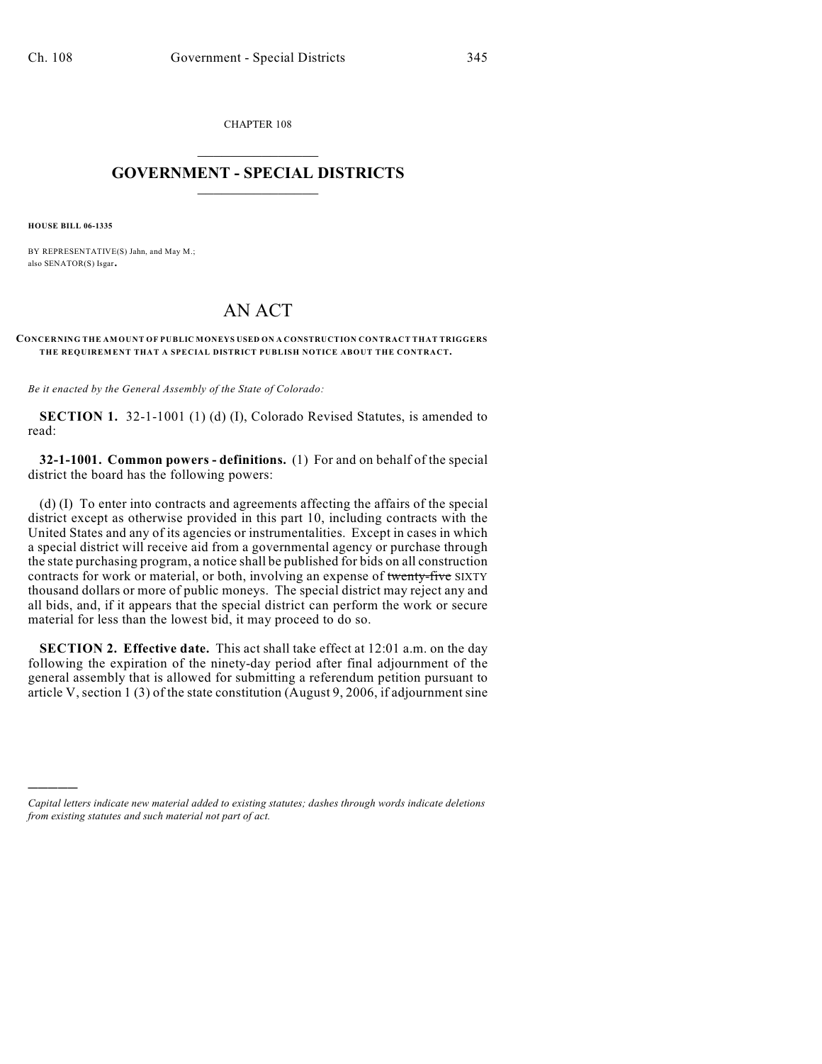CHAPTER 108

# GOVERNMENT - SPECIAL DISTRICTS

**HOUSE BILL 06-1335**

BY REPRESENTATIVE(S) Jahn, and May M.;
also SENATOR(S) Isgar.

# AN ACT

**CONCERNING THE AMOUNT OF PUBLIC MONEYS USED ON A CONSTRUCTION CONTRACT THAT TRIGGERS THE REQUIREMENT THAT A SPECIAL DISTRICT PUBLISH NOTICE ABOUT THE CONTRACT.**

*Be it enacted by the General Assembly of the State of Colorado:*

**SECTION 1.** 32-1-1001 (1) (d) (I), Colorado Revised Statutes, is amended to read:

**32-1-1001. Common powers - definitions.** (1) For and on behalf of the special district the board has the following powers:

(d) (I) To enter into contracts and agreements affecting the affairs of the special district except as otherwise provided in this part 10, including contracts with the United States and any of its agencies or instrumentalities. Except in cases in which a special district will receive aid from a governmental agency or purchase through the state purchasing program, a notice shall be published for bids on all construction contracts for work or material, or both, involving an expense of ~~twenty-five~~ SIXTY thousand dollars or more of public moneys. The special district may reject any and all bids, and, if it appears that the special district can perform the work or secure material for less than the lowest bid, it may proceed to do so.

**SECTION 2. Effective date.** This act shall take effect at 12:01 a.m. on the day following the expiration of the ninety-day period after final adjournment of the general assembly that is allowed for submitting a referendum petition pursuant to article V, section 1 (3) of the state constitution (August 9, 2006, if adjournment sine

---

*Capital letters indicate new material added to existing statutes; dashes through words indicate deletions from existing statutes and such material not part of act.*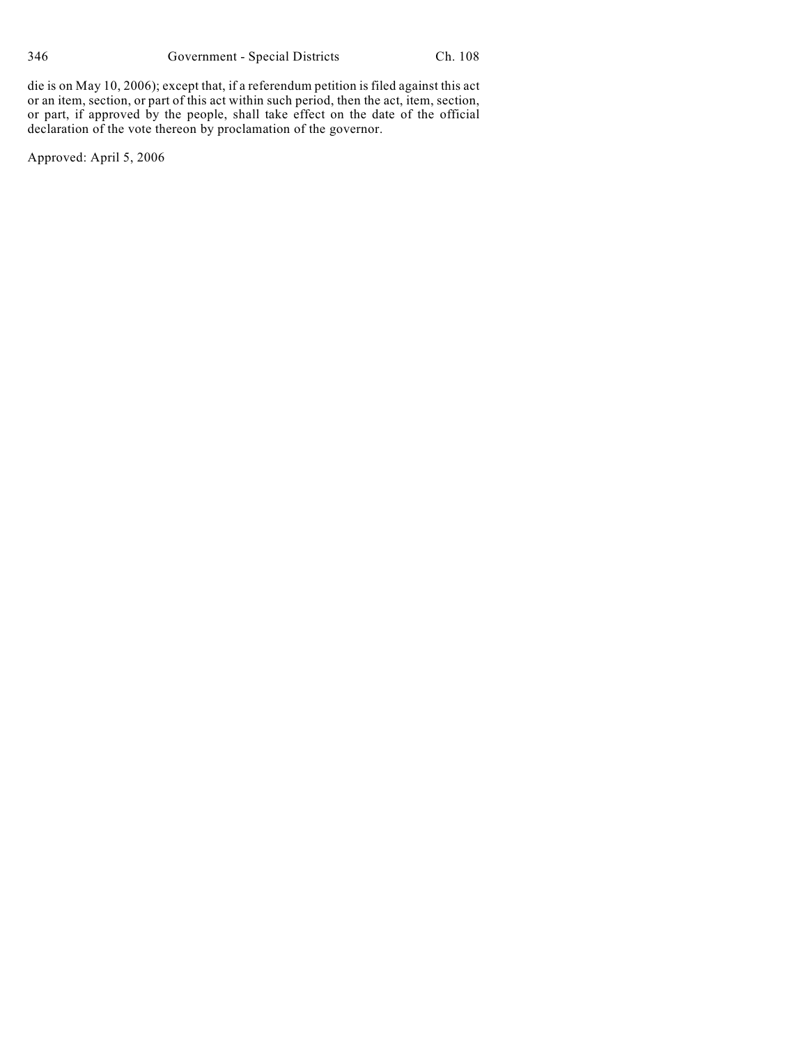die is on May 10, 2006); except that, if a referendum petition is filed against this act or an item, section, or part of this act within such period, then the act, item, section, or part, if approved by the people, shall take effect on the date of the official declaration of the vote thereon by proclamation of the governor.

Approved: April 5, 2006